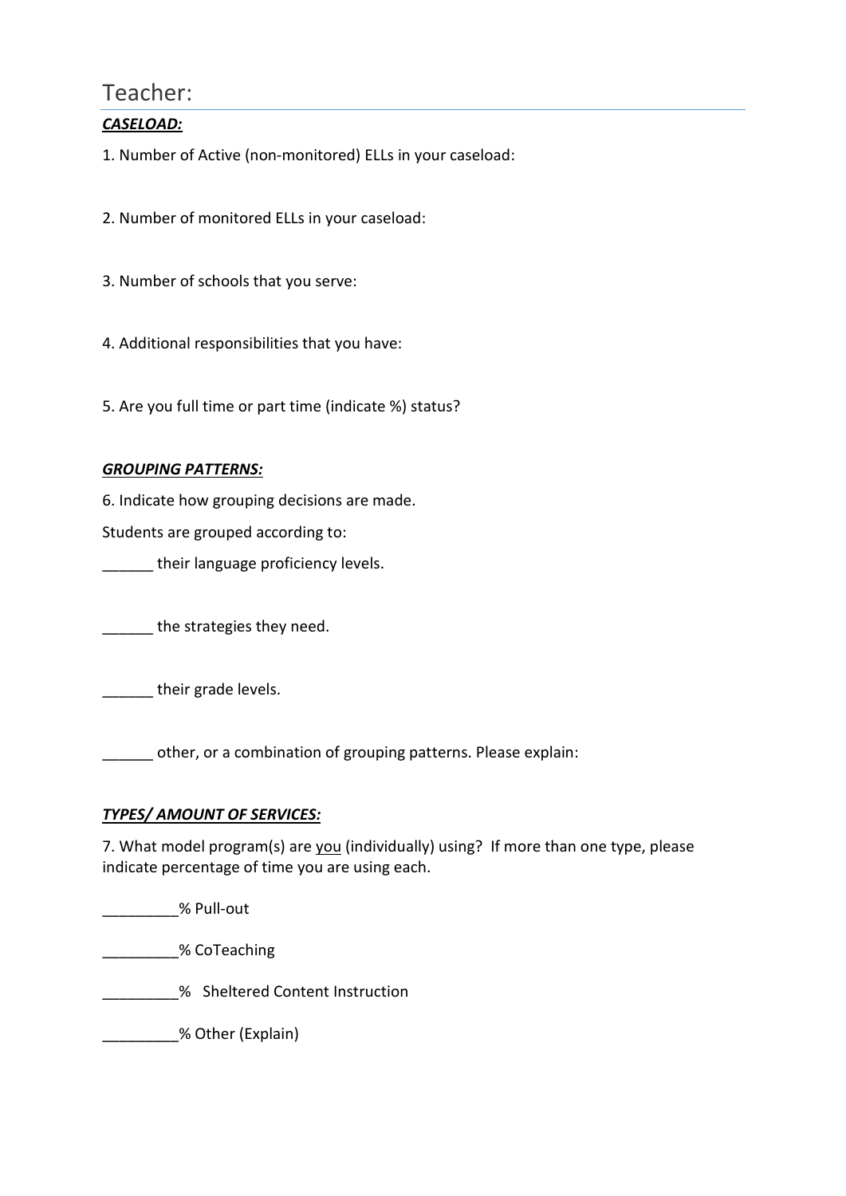# Teacher:

***CASELOAD:***

1. Number of Active (non-monitored) ELLs in your caseload:

2. Number of monitored ELLs in your caseload:

3. Number of schools that you serve:

4. Additional responsibilities that you have:

5. Are you full time or part time (indicate %) status?

***GROUPING PATTERNS:***

6. Indicate how grouping decisions are made.

Students are grouped according to:

______ their language proficiency levels.

______ the strategies they need.

______ their grade levels.

______ other, or a combination of grouping patterns. Please explain:

***TYPES/ AMOUNT OF SERVICES:***

7. What model program(s) are <u>you</u> (individually) using? If more than one type, please indicate percentage of time you are using each.

_________% Pull-out

_________% CoTeaching

_________% Sheltered Content Instruction

_________% Other (Explain)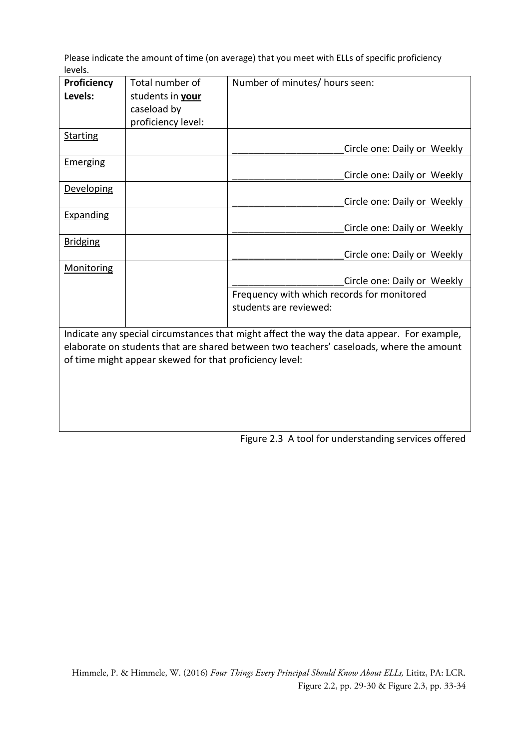Please indicate the amount of time (on average) that you meet with ELLs of specific proficiency levels.

| **Proficiency Levels:** | Total number of students in **your** caseload by proficiency level: | Number of minutes/ hours seen: |
| --- | --- | --- |
| Starting | | ____________________Circle one: Daily or Weekly |
| Emerging | | ____________________Circle one: Daily or Weekly |
| Developing | | ____________________Circle one: Daily or Weekly |
| Expanding | | ____________________Circle one: Daily or Weekly |
| Bridging | | ____________________Circle one: Daily or Weekly |
| Monitoring | | ____________________Circle one: Daily or Weekly |
| | | Frequency with which records for monitored students are reviewed: |
| Indicate any special circumstances that might affect the way the data appear. For example, elaborate on students that are shared between two teachers' caseloads, where the amount of time might appear skewed for that proficiency level: | | |

Figure 2.3 A tool for understanding services offered

Himmele, P. & Himmele, W. (2016) *Four Things Every Principal Should Know About ELLs,* Lititz, PA: LCR. Figure 2.2, pp. 29-30 & Figure 2.3, pp. 33-34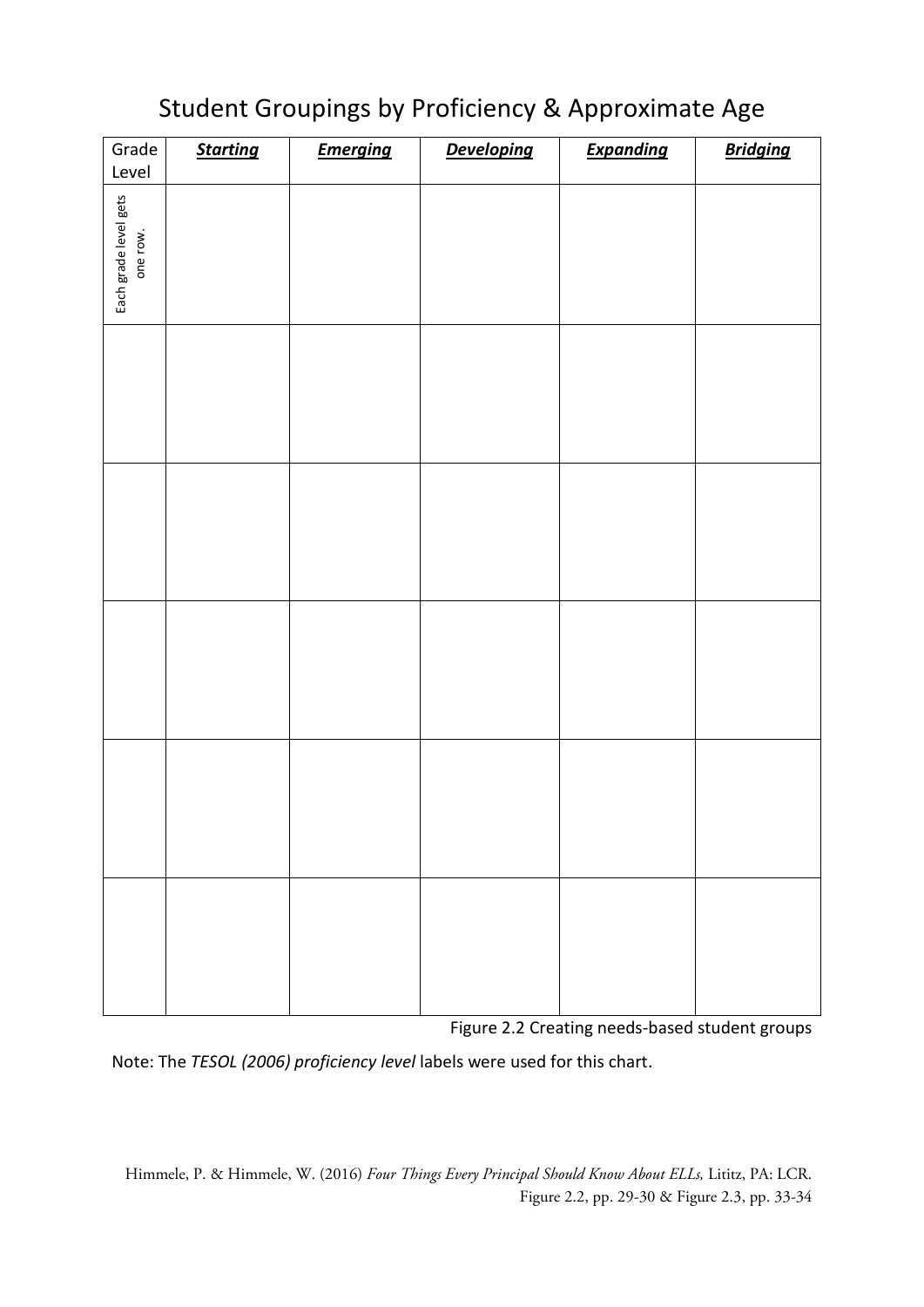# Student Groupings by Proficiency & Approximate Age

| Grade Level | ***Starting*** | ***Emerging*** | ***Developing*** | ***Expanding*** | ***Bridging*** |
|---|---|---|---|---|---|
| Each grade level gets one row. | | | | | |
| | | | | | |
| | | | | | |
| | | | | | |
| | | | | | |
| | | | | | |

Figure 2.2 Creating needs-based student groups

Note: The *TESOL (2006) proficiency level* labels were used for this chart.

Himmele, P. & Himmele, W. (2016) *Four Things Every Principal Should Know About ELLs,* Lititz, PA: LCR.
Figure 2.2, pp. 29-30 & Figure 2.3, pp. 33-34